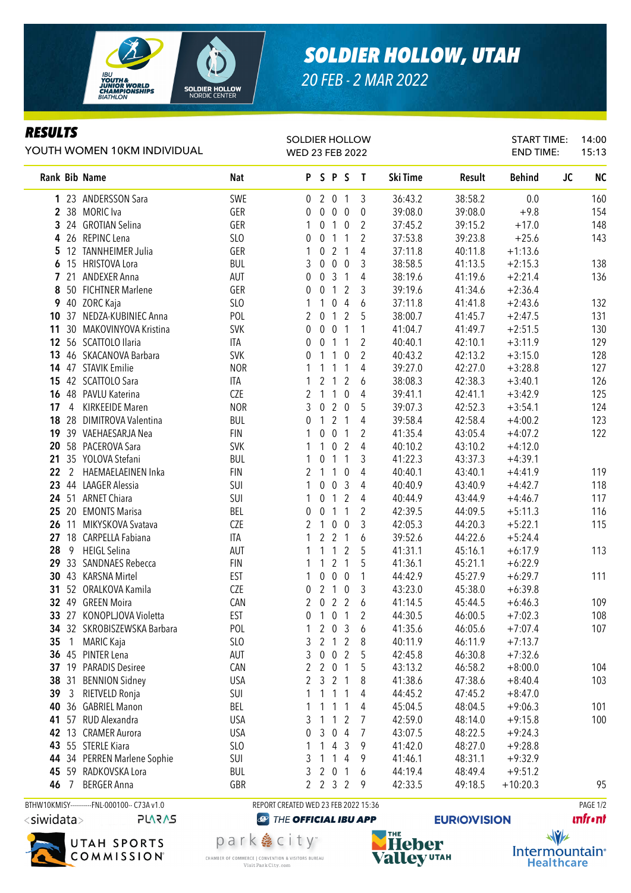# SOLDIER HOLLOW, UTAH

*20 FEB - 2 MAR 2022*

IBU YOUTH & JUNIOR WORLD CHAMPIONSHIPS BIATHLON

## RESULTS

YOUTH WOMEN 10KM INDIVIDUAL

SOLDIER HOLLOW
WED 23 FEB 2022

START TIME: 14:00
END TIME: 15:13

| Rank | Bib | Name | Nat | P | S | P | S | T | Ski Time | Result | Behind | JC | NC |
|---|---|---|---|---|---|---|---|---|---|---|---|---|---|
| 1 | 23 | ANDERSSON Sara | SWE | 0 | 2 | 0 | 1 | 3 | 36:43.2 | 38:58.2 | 0.0 | | 160 |
| 2 | 38 | MORIC Iva | GER | 0 | 0 | 0 | 0 | 0 | 39:08.0 | 39:08.0 | +9.8 | | 154 |
| 3 | 24 | GROTIAN Selina | GER | 1 | 0 | 1 | 0 | 2 | 37:45.2 | 39:15.2 | +17.0 | | 148 |
| 4 | 26 | REPINC Lena | SLO | 0 | 0 | 1 | 1 | 2 | 37:53.8 | 39:23.8 | +25.6 | | 143 |
| 5 | 12 | TANNHEIMER Julia | GER | 1 | 0 | 2 | 1 | 4 | 37:11.8 | 40:11.8 | +1:13.6 | | |
| 6 | 15 | HRISTOVA Lora | BUL | 3 | 0 | 0 | 0 | 3 | 38:58.5 | 41:13.5 | +2:15.3 | | 138 |
| 7 | 21 | ANDEXER Anna | AUT | 0 | 0 | 3 | 1 | 4 | 38:19.6 | 41:19.6 | +2:21.4 | | 136 |
| 8 | 50 | FICHTNER Marlene | GER | 0 | 0 | 1 | 2 | 3 | 39:19.6 | 41:34.6 | +2:36.4 | | |
| 9 | 40 | ZORC Kaja | SLO | 1 | 1 | 0 | 4 | 6 | 37:11.8 | 41:41.8 | +2:43.6 | | 132 |
| 10 | 37 | NEDZA-KUBINIEC Anna | POL | 2 | 0 | 1 | 2 | 5 | 38:00.7 | 41:45.7 | +2:47.5 | | 131 |
| 11 | 30 | MAKOVINYOVA Kristina | SVK | 0 | 0 | 0 | 1 | 1 | 41:04.7 | 41:49.7 | +2:51.5 | | 130 |
| 12 | 56 | SCATTOLO Ilaria | ITA | 0 | 0 | 1 | 1 | 2 | 40:40.1 | 42:10.1 | +3:11.9 | | 129 |
| 13 | 46 | SKACANOVA Barbara | SVK | 0 | 1 | 1 | 0 | 2 | 40:43.2 | 42:13.2 | +3:15.0 | | 128 |
| 14 | 47 | STAVIK Emilie | NOR | 1 | 1 | 1 | 1 | 4 | 39:27.0 | 42:27.0 | +3:28.8 | | 127 |
| 15 | 42 | SCATTOLO Sara | ITA | 1 | 2 | 1 | 2 | 6 | 38:08.3 | 42:38.3 | +3:40.1 | | 126 |
| 16 | 48 | PAVLU Katerina | CZE | 2 | 1 | 1 | 0 | 4 | 39:41.1 | 42:41.1 | +3:42.9 | | 125 |
| 17 | 4 | KIRKEIDE Maren | NOR | 3 | 0 | 2 | 0 | 5 | 39:07.3 | 42:52.3 | +3:54.1 | | 124 |
| 18 | 28 | DIMITROVA Valentina | BUL | 0 | 1 | 2 | 1 | 4 | 39:58.4 | 42:58.4 | +4:00.2 | | 123 |
| 19 | 39 | VAEHAESARJA Nea | FIN | 1 | 0 | 0 | 1 | 2 | 41:35.4 | 43:05.4 | +4:07.2 | | 122 |
| 20 | 58 | PACEROVA Sara | SVK | 1 | 1 | 0 | 2 | 4 | 40:10.2 | 43:10.2 | +4:12.0 | | |
| 21 | 35 | YOLOVA Stefani | BUL | 1 | 0 | 1 | 1 | 3 | 41:22.3 | 43:37.3 | +4:39.1 | | |
| 22 | 2 | HAEMAELAEINEN Inka | FIN | 2 | 1 | 1 | 0 | 4 | 40:40.1 | 43:40.1 | +4:41.9 | | 119 |
| 23 | 44 | LAAGER Alessia | SUI | 1 | 0 | 0 | 3 | 4 | 40:40.9 | 43:40.9 | +4:42.7 | | 118 |
| 24 | 51 | ARNET Chiara | SUI | 1 | 0 | 1 | 2 | 4 | 40:44.9 | 43:44.9 | +4:46.7 | | 117 |
| 25 | 20 | EMONTS Marisa | BEL | 0 | 0 | 1 | 1 | 2 | 42:39.5 | 44:09.5 | +5:11.3 | | 116 |
| 26 | 11 | MIKYSKOVA Svatava | CZE | 2 | 1 | 0 | 0 | 3 | 42:05.3 | 44:20.3 | +5:22.1 | | 115 |
| 27 | 18 | CARPELLA Fabiana | ITA | 1 | 2 | 2 | 1 | 6 | 39:52.6 | 44:22.6 | +5:24.4 | | |
| 28 | 9 | HEIGL Selina | AUT | 1 | 1 | 1 | 2 | 5 | 41:31.1 | 45:16.1 | +6:17.9 | | 113 |
| 29 | 33 | SANDNAES Rebecca | FIN | 1 | 1 | 2 | 1 | 5 | 41:36.1 | 45:21.1 | +6:22.9 | | |
| 30 | 43 | KARSNA Mirtel | EST | 1 | 0 | 0 | 0 | 1 | 44:42.9 | 45:27.9 | +6:29.7 | | 111 |
| 31 | 52 | ORALKOVA Kamila | CZE | 0 | 2 | 1 | 0 | 3 | 43:23.0 | 45:38.0 | +6:39.8 | | |
| 32 | 49 | GREEN Moira | CAN | 2 | 0 | 2 | 2 | 6 | 41:14.5 | 45:44.5 | +6:46.3 | | 109 |
| 33 | 27 | KONOPLJOVA Violetta | EST | 0 | 1 | 0 | 1 | 2 | 44:30.5 | 46:00.5 | +7:02.3 | | 108 |
| 34 | 32 | SKROBISZEWSKA Barbara | POL | 1 | 2 | 0 | 3 | 6 | 41:35.6 | 46:05.6 | +7:07.4 | | 107 |
| 35 | 1 | MARIC Kaja | SLO | 3 | 2 | 1 | 2 | 8 | 40:11.9 | 46:11.9 | +7:13.7 | | |
| 36 | 45 | PINTER Lena | AUT | 3 | 0 | 0 | 2 | 5 | 42:45.8 | 46:30.8 | +7:32.6 | | |
| 37 | 19 | PARADIS Desiree | CAN | 2 | 2 | 0 | 1 | 5 | 43:13.2 | 46:58.2 | +8:00.0 | | 104 |
| 38 | 31 | BENNION Sidney | USA | 2 | 3 | 2 | 1 | 8 | 41:38.6 | 47:38.6 | +8:40.4 | | 103 |
| 39 | 3 | RIETVELD Ronja | SUI | 1 | 1 | 1 | 1 | 4 | 44:45.2 | 47:45.2 | +8:47.0 | | |
| 40 | 36 | GABRIEL Manon | BEL | 1 | 1 | 1 | 1 | 4 | 45:04.5 | 48:04.5 | +9:06.3 | | 101 |
| 41 | 57 | RUD Alexandra | USA | 3 | 1 | 1 | 2 | 7 | 42:59.0 | 48:14.0 | +9:15.8 | | 100 |
| 42 | 13 | CRAMER Aurora | USA | 0 | 3 | 0 | 4 | 7 | 43:07.5 | 48:22.5 | +9:24.3 | | |
| 43 | 55 | STERLE Kiara | SLO | 1 | 1 | 4 | 3 | 9 | 41:42.0 | 48:27.0 | +9:28.8 | | |
| 44 | 34 | PERREN Marlene Sophie | SUI | 3 | 1 | 1 | 4 | 9 | 41:46.1 | 48:31.1 | +9:32.9 | | |
| 45 | 59 | RADKOVSKA Lora | BUL | 3 | 2 | 0 | 1 | 6 | 44:19.4 | 48:49.4 | +9:51.2 | | |
| 46 | 7 | BERGER Anna | GBR | 2 | 2 | 3 | 2 | 9 | 42:33.5 | 49:18.5 | +10:20.3 | | 95 |

BTHW10KMISY----------FNL-000100-- C73A v1.0 REPORT CREATED WED 23 FEB 2022 15:36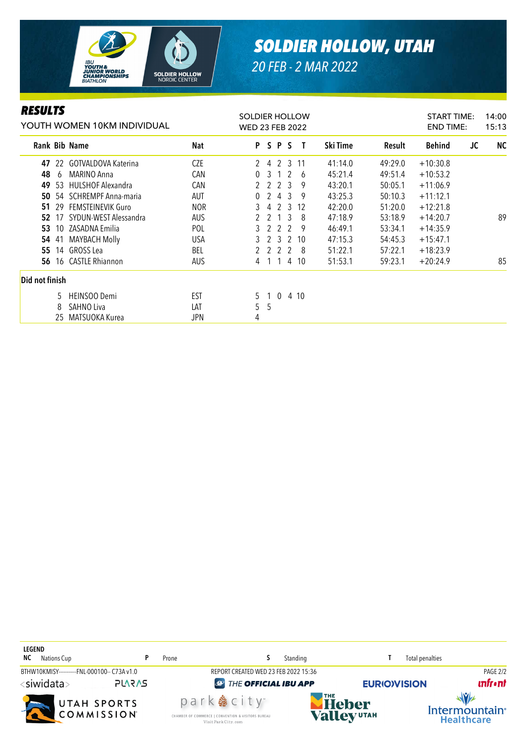# SOLDIER HOLLOW, UTAH

20 FEB - 2 MAR 2022

## RESULTS

YOUTH WOMEN 10KM INDIVIDUAL

SOLDIER HOLLOW
WED 23 FEB 2022

START TIME: 14:00
END TIME: 15:13

| Rank | Bib | Name | Nat | P | S | P | S | T | Ski Time | Result | Behind | JC | NC |
|---|---|---|---|---|---|---|---|---|---|---|---|---|---|
| **47** | 22 | GOTVALDOVA Katerina | CZE | 2 | 4 | 2 | 3 | 11 | 41:14.0 | 49:29.0 | +10:30.8 | | |
| **48** | 6 | MARINO Anna | CAN | 0 | 3 | 1 | 2 | 6 | 45:21.4 | 49:51.4 | +10:53.2 | | |
| **49** | 53 | HULSHOF Alexandra | CAN | 2 | 2 | 2 | 3 | 9 | 43:20.1 | 50:05.1 | +11:06.9 | | |
| **50** | 54 | SCHREMPF Anna-maria | AUT | 0 | 2 | 4 | 3 | 9 | 43:25.3 | 50:10.3 | +11:12.1 | | |
| **51** | 29 | FEMSTEINEVIK Guro | NOR | 3 | 4 | 2 | 3 | 12 | 42:20.0 | 51:20.0 | +12:21.8 | | |
| **52** | 17 | SYDUN-WEST Alessandra | AUS | 2 | 2 | 1 | 3 | 8 | 47:18.9 | 53:18.9 | +14:20.7 | | 89 |
| **53** | 10 | ZASADNA Emilia | POL | 3 | 2 | 2 | 2 | 9 | 46:49.1 | 53:34.1 | +14:35.9 | | |
| **54** | 41 | MAYBACH Molly | USA | 3 | 2 | 3 | 2 | 10 | 47:15.3 | 54:45.3 | +15:47.1 | | |
| **55** | 14 | GROSS Lea | BEL | 2 | 2 | 2 | 2 | 8 | 51:22.1 | 57:22.1 | +18:23.9 | | |
| **56** | 16 | CASTLE Rhiannon | AUS | 4 | 1 | 1 | 4 | 10 | 51:53.1 | 59:23.1 | +20:24.9 | | 85 |
| **Did not finish** | | | | | | | | | | | | | |
| | 5 | HEINSOO Demi | EST | 5 | 1 | 0 | 4 | 10 | | | | | |
| | 8 | SAHNO Liva | LAT | 5 | 5 | | | | | | | | |
| | 25 | MATSUOKA Kurea | JPN | 4 | | | | | | | | | |

**LEGEND**

**NC** Nations Cup  **P** Prone  **S** Standing  **T** Total penalties

BTHW10KMISY----------FNL-000100-- C73A v1.0  REPORT CREATED WED 23 FEB 2022 15:36